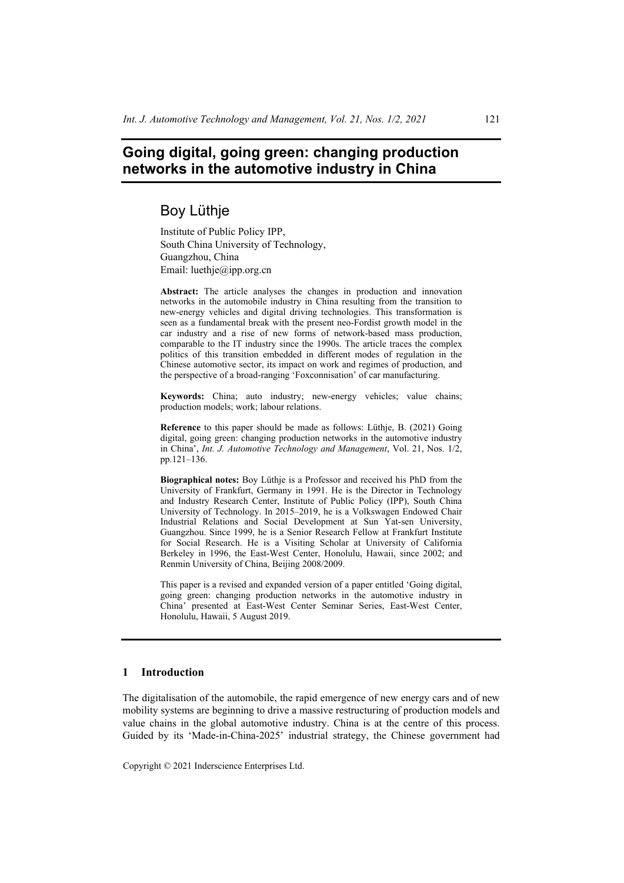# Going digital, going green: changing production networks in the automotive industry in China

## Boy Lüthje

Institute of Public Policy IPP,
South China University of Technology,
Guangzhou, China
Email: luethje@ipp.org.cn

**Abstract:** The article analyses the changes in production and innovation networks in the automobile industry in China resulting from the transition to new-energy vehicles and digital driving technologies. This transformation is seen as a fundamental break with the present neo-Fordist growth model in the car industry and a rise of new forms of network-based mass production, comparable to the IT industry since the 1990s. The article traces the complex politics of this transition embedded in different modes of regulation in the Chinese automotive sector, its impact on work and regimes of production, and the perspective of a broad-ranging 'Foxconnisation' of car manufacturing.

**Keywords:** China; auto industry; new-energy vehicles; value chains; production models; work; labour relations.

**Reference** to this paper should be made as follows: Lüthje, B. (2021) Going digital, going green: changing production networks in the automotive industry in China', *Int. J. Automotive Technology and Management*, Vol. 21, Nos. 1/2, pp.121–136.

**Biographical notes:** Boy Lüthje is a Professor and received his PhD from the University of Frankfurt, Germany in 1991. He is the Director in Technology and Industry Research Center, Institute of Public Policy (IPP), South China University of Technology. In 2015–2019, he is a Volkswagen Endowed Chair Industrial Relations and Social Development at Sun Yat-sen University, Guangzhou. Since 1999, he is a Senior Research Fellow at Frankfurt Institute for Social Research. He is a Visiting Scholar at University of California Berkeley in 1996, the East-West Center, Honolulu, Hawaii, since 2002; and Renmin University of China, Beijing 2008/2009.

This paper is a revised and expanded version of a paper entitled 'Going digital, going green: changing production networks in the automotive industry in China' presented at East-West Center Seminar Series, East-West Center, Honolulu, Hawaii, 5 August 2019.

## 1 Introduction

The digitalisation of the automobile, the rapid emergence of new energy cars and of new mobility systems are beginning to drive a massive restructuring of production models and value chains in the global automotive industry. China is at the centre of this process. Guided by its 'Made-in-China-2025' industrial strategy, the Chinese government had

Copyright © 2021 Inderscience Enterprises Ltd.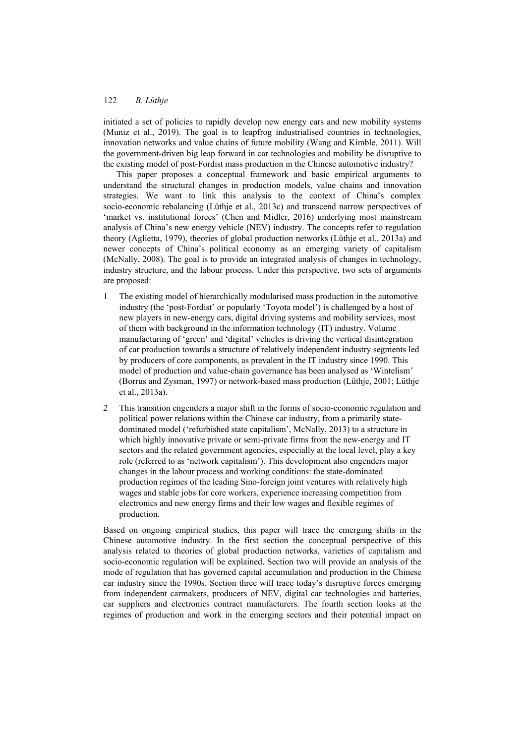initiated a set of policies to rapidly develop new energy cars and new mobility systems (Muniz et al., 2019). The goal is to leapfrog industrialised countries in technologies, innovation networks and value chains of future mobility (Wang and Kimble, 2011). Will the government-driven big leap forward in car technologies and mobility be disruptive to the existing model of post-Fordist mass production in the Chinese automotive industry?

This paper proposes a conceptual framework and basic empirical arguments to understand the structural changes in production models, value chains and innovation strategies. We want to link this analysis to the context of China's complex socio-economic rebalancing (Lüthje et al., 2013c) and transcend narrow perspectives of 'market vs. institutional forces' (Chen and Midler, 2016) underlying most mainstream analysis of China's new energy vehicle (NEV) industry. The concepts refer to regulation theory (Aglietta, 1979), theories of global production networks (Lüthje et al., 2013a) and newer concepts of China's political economy as an emerging variety of capitalism (McNally, 2008). The goal is to provide an integrated analysis of changes in technology, industry structure, and the labour process. Under this perspective, two sets of arguments are proposed:

1. The existing model of hierarchically modularised mass production in the automotive industry (the 'post-Fordist' or popularly 'Toyota model') is challenged by a host of new players in new-energy cars, digital driving systems and mobility services, most of them with background in the information technology (IT) industry. Volume manufacturing of 'green' and 'digital' vehicles is driving the vertical disintegration of car production towards a structure of relatively independent industry segments led by producers of core components, as prevalent in the IT industry since 1990. This model of production and value-chain governance has been analysed as 'Wintelism' (Borrus and Zysman, 1997) or network-based mass production (Lüthje, 2001; Lüthje et al., 2013a).

2. This transition engenders a major shift in the forms of socio-economic regulation and political power relations within the Chinese car industry, from a primarily state-dominated model ('refurbished state capitalism', McNally, 2013) to a structure in which highly innovative private or semi-private firms from the new-energy and IT sectors and the related government agencies, especially at the local level, play a key role (referred to as 'network capitalism'). This development also engenders major changes in the labour process and working conditions: the state-dominated production regimes of the leading Sino-foreign joint ventures with relatively high wages and stable jobs for core workers, experience increasing competition from electronics and new energy firms and their low wages and flexible regimes of production.

Based on ongoing empirical studies, this paper will trace the emerging shifts in the Chinese automotive industry. In the first section the conceptual perspective of this analysis related to theories of global production networks, varieties of capitalism and socio-economic regulation will be explained. Section two will provide an analysis of the mode of regulation that has governed capital accumulation and production in the Chinese car industry since the 1990s. Section three will trace today's disruptive forces emerging from independent carmakers, producers of NEV, digital car technologies and batteries, car suppliers and electronics contract manufacturers. The fourth section looks at the regimes of production and work in the emerging sectors and their potential impact on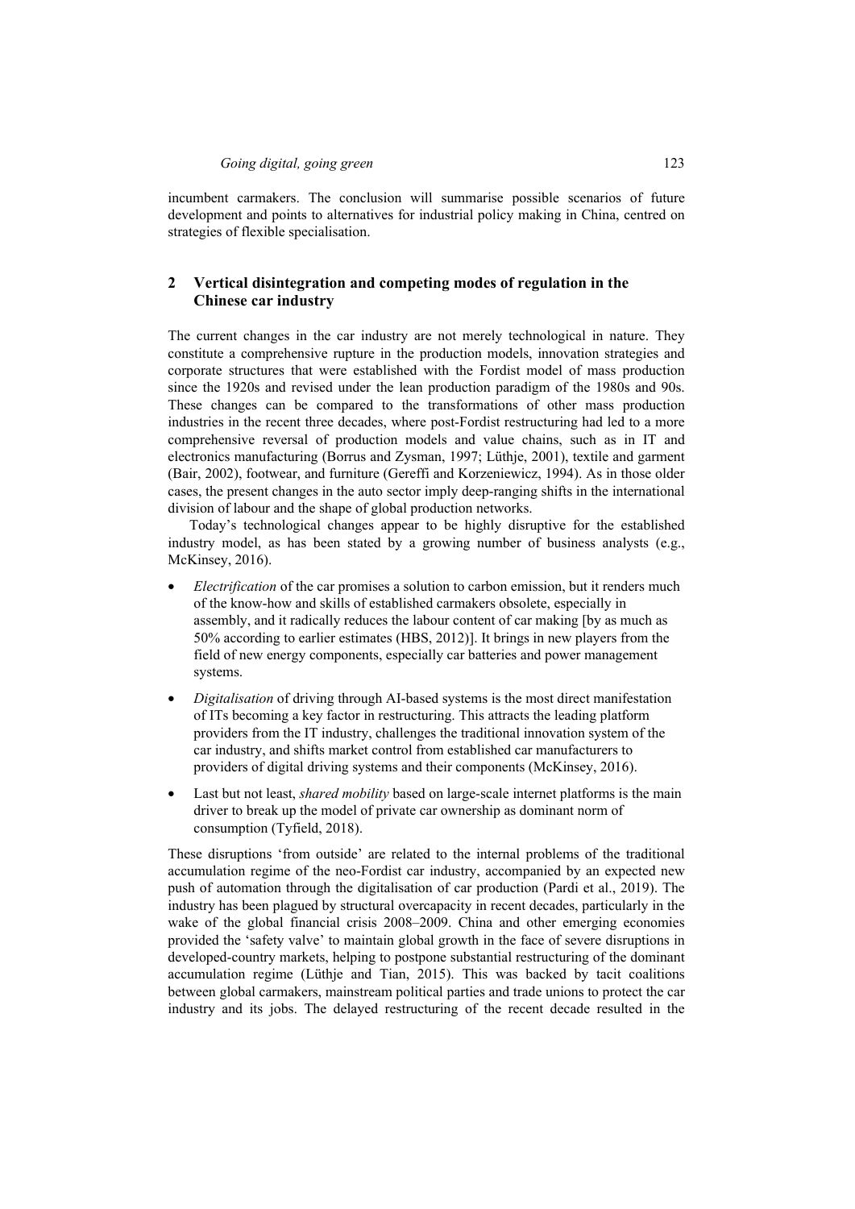incumbent carmakers. The conclusion will summarise possible scenarios of future development and points to alternatives for industrial policy making in China, centred on strategies of flexible specialisation.

## 2 Vertical disintegration and competing modes of regulation in the Chinese car industry

The current changes in the car industry are not merely technological in nature. They constitute a comprehensive rupture in the production models, innovation strategies and corporate structures that were established with the Fordist model of mass production since the 1920s and revised under the lean production paradigm of the 1980s and 90s. These changes can be compared to the transformations of other mass production industries in the recent three decades, where post-Fordist restructuring had led to a more comprehensive reversal of production models and value chains, such as in IT and electronics manufacturing (Borrus and Zysman, 1997; Lüthje, 2001), textile and garment (Bair, 2002), footwear, and furniture (Gereffi and Korzeniewicz, 1994). As in those older cases, the present changes in the auto sector imply deep-ranging shifts in the international division of labour and the shape of global production networks.

Today's technological changes appear to be highly disruptive for the established industry model, as has been stated by a growing number of business analysts (e.g., McKinsey, 2016).

- *Electrification* of the car promises a solution to carbon emission, but it renders much of the know-how and skills of established carmakers obsolete, especially in assembly, and it radically reduces the labour content of car making [by as much as 50% according to earlier estimates (HBS, 2012)]. It brings in new players from the field of new energy components, especially car batteries and power management systems.
- *Digitalisation* of driving through AI-based systems is the most direct manifestation of ITs becoming a key factor in restructuring. This attracts the leading platform providers from the IT industry, challenges the traditional innovation system of the car industry, and shifts market control from established car manufacturers to providers of digital driving systems and their components (McKinsey, 2016).
- Last but not least, *shared mobility* based on large-scale internet platforms is the main driver to break up the model of private car ownership as dominant norm of consumption (Tyfield, 2018).

These disruptions 'from outside' are related to the internal problems of the traditional accumulation regime of the neo-Fordist car industry, accompanied by an expected new push of automation through the digitalisation of car production (Pardi et al., 2019). The industry has been plagued by structural overcapacity in recent decades, particularly in the wake of the global financial crisis 2008–2009. China and other emerging economies provided the 'safety valve' to maintain global growth in the face of severe disruptions in developed-country markets, helping to postpone substantial restructuring of the dominant accumulation regime (Lüthje and Tian, 2015). This was backed by tacit coalitions between global carmakers, mainstream political parties and trade unions to protect the car industry and its jobs. The delayed restructuring of the recent decade resulted in the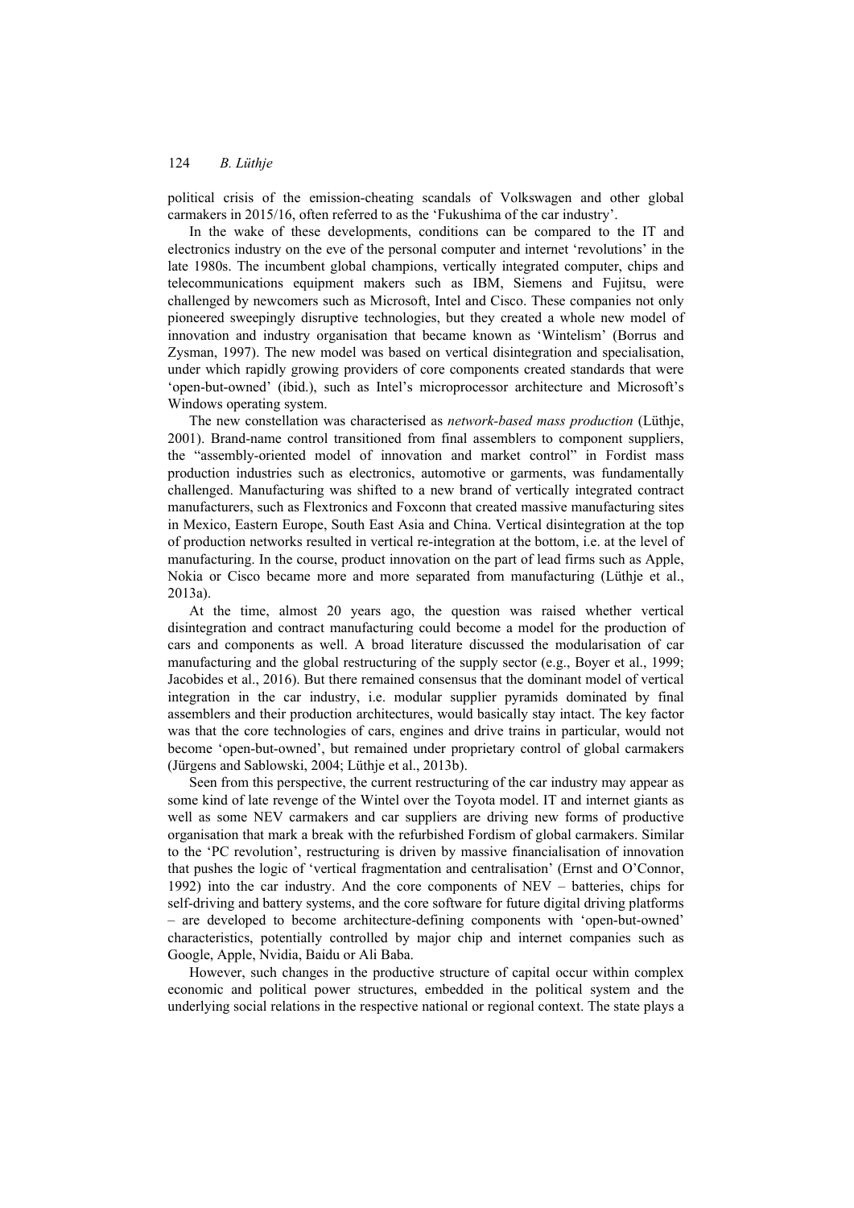political crisis of the emission-cheating scandals of Volkswagen and other global carmakers in 2015/16, often referred to as the 'Fukushima of the car industry'.

In the wake of these developments, conditions can be compared to the IT and electronics industry on the eve of the personal computer and internet 'revolutions' in the late 1980s. The incumbent global champions, vertically integrated computer, chips and telecommunications equipment makers such as IBM, Siemens and Fujitsu, were challenged by newcomers such as Microsoft, Intel and Cisco. These companies not only pioneered sweepingly disruptive technologies, but they created a whole new model of innovation and industry organisation that became known as 'Wintelism' (Borrus and Zysman, 1997). The new model was based on vertical disintegration and specialisation, under which rapidly growing providers of core components created standards that were 'open-but-owned' (ibid.), such as Intel's microprocessor architecture and Microsoft's Windows operating system.

The new constellation was characterised as *network-based mass production* (Lüthje, 2001). Brand-name control transitioned from final assemblers to component suppliers, the "assembly-oriented model of innovation and market control" in Fordist mass production industries such as electronics, automotive or garments, was fundamentally challenged. Manufacturing was shifted to a new brand of vertically integrated contract manufacturers, such as Flextronics and Foxconn that created massive manufacturing sites in Mexico, Eastern Europe, South East Asia and China. Vertical disintegration at the top of production networks resulted in vertical re-integration at the bottom, i.e. at the level of manufacturing. In the course, product innovation on the part of lead firms such as Apple, Nokia or Cisco became more and more separated from manufacturing (Lüthje et al., 2013a).

At the time, almost 20 years ago, the question was raised whether vertical disintegration and contract manufacturing could become a model for the production of cars and components as well. A broad literature discussed the modularisation of car manufacturing and the global restructuring of the supply sector (e.g., Boyer et al., 1999; Jacobides et al., 2016). But there remained consensus that the dominant model of vertical integration in the car industry, i.e. modular supplier pyramids dominated by final assemblers and their production architectures, would basically stay intact. The key factor was that the core technologies of cars, engines and drive trains in particular, would not become 'open-but-owned', but remained under proprietary control of global carmakers (Jürgens and Sablowski, 2004; Lüthje et al., 2013b).

Seen from this perspective, the current restructuring of the car industry may appear as some kind of late revenge of the Wintel over the Toyota model. IT and internet giants as well as some NEV carmakers and car suppliers are driving new forms of productive organisation that mark a break with the refurbished Fordism of global carmakers. Similar to the 'PC revolution', restructuring is driven by massive financialisation of innovation that pushes the logic of 'vertical fragmentation and centralisation' (Ernst and O'Connor, 1992) into the car industry. And the core components of NEV – batteries, chips for self-driving and battery systems, and the core software for future digital driving platforms – are developed to become architecture-defining components with 'open-but-owned' characteristics, potentially controlled by major chip and internet companies such as Google, Apple, Nvidia, Baidu or Ali Baba.

However, such changes in the productive structure of capital occur within complex economic and political power structures, embedded in the political system and the underlying social relations in the respective national or regional context. The state plays a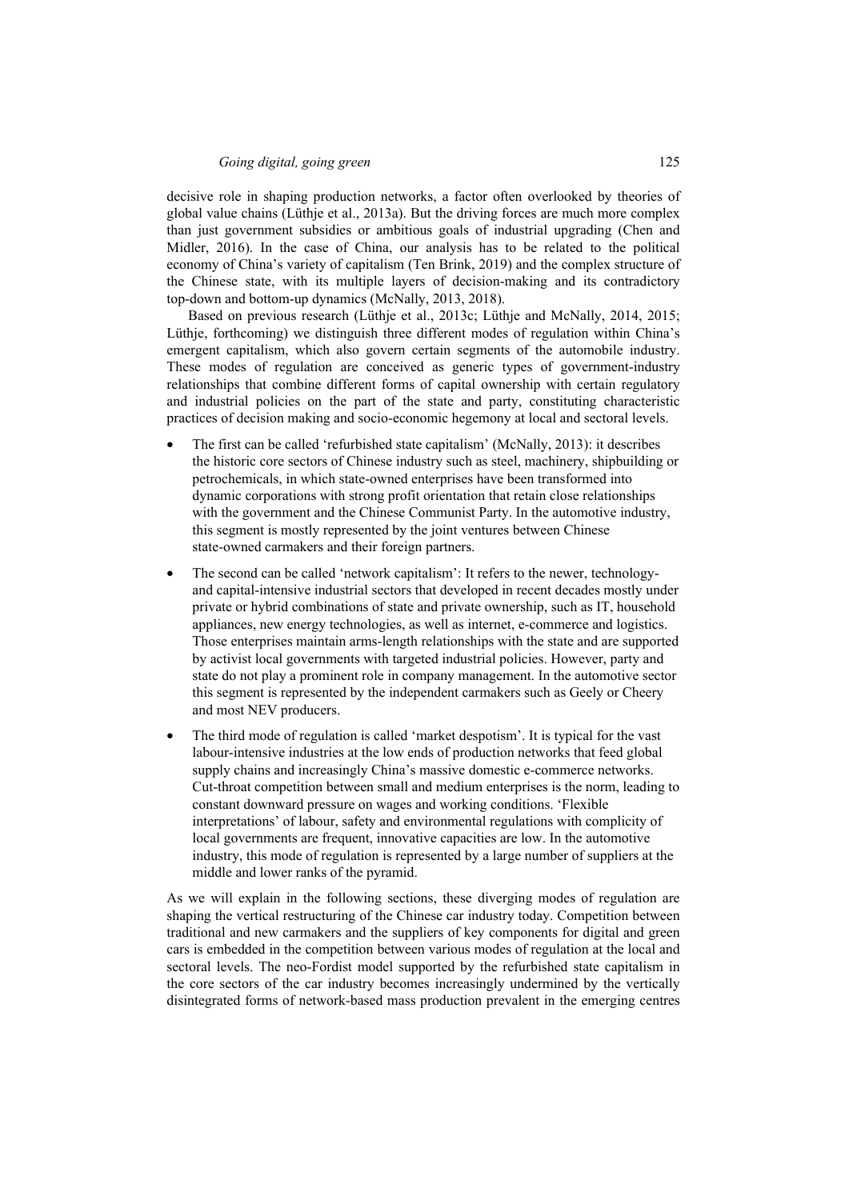decisive role in shaping production networks, a factor often overlooked by theories of global value chains (Lüthje et al., 2013a). But the driving forces are much more complex than just government subsidies or ambitious goals of industrial upgrading (Chen and Midler, 2016). In the case of China, our analysis has to be related to the political economy of China's variety of capitalism (Ten Brink, 2019) and the complex structure of the Chinese state, with its multiple layers of decision-making and its contradictory top-down and bottom-up dynamics (McNally, 2013, 2018).

Based on previous research (Lüthje et al., 2013c; Lüthje and McNally, 2014, 2015; Lüthje, forthcoming) we distinguish three different modes of regulation within China's emergent capitalism, which also govern certain segments of the automobile industry. These modes of regulation are conceived as generic types of government-industry relationships that combine different forms of capital ownership with certain regulatory and industrial policies on the part of the state and party, constituting characteristic practices of decision making and socio-economic hegemony at local and sectoral levels.

- The first can be called 'refurbished state capitalism' (McNally, 2013): it describes the historic core sectors of Chinese industry such as steel, machinery, shipbuilding or petrochemicals, in which state-owned enterprises have been transformed into dynamic corporations with strong profit orientation that retain close relationships with the government and the Chinese Communist Party. In the automotive industry, this segment is mostly represented by the joint ventures between Chinese state-owned carmakers and their foreign partners.
- The second can be called 'network capitalism': It refers to the newer, technology- and capital-intensive industrial sectors that developed in recent decades mostly under private or hybrid combinations of state and private ownership, such as IT, household appliances, new energy technologies, as well as internet, e-commerce and logistics. Those enterprises maintain arms-length relationships with the state and are supported by activist local governments with targeted industrial policies. However, party and state do not play a prominent role in company management. In the automotive sector this segment is represented by the independent carmakers such as Geely or Cheery and most NEV producers.
- The third mode of regulation is called 'market despotism'. It is typical for the vast labour-intensive industries at the low ends of production networks that feed global supply chains and increasingly China's massive domestic e-commerce networks. Cut-throat competition between small and medium enterprises is the norm, leading to constant downward pressure on wages and working conditions. 'Flexible interpretations' of labour, safety and environmental regulations with complicity of local governments are frequent, innovative capacities are low. In the automotive industry, this mode of regulation is represented by a large number of suppliers at the middle and lower ranks of the pyramid.

As we will explain in the following sections, these diverging modes of regulation are shaping the vertical restructuring of the Chinese car industry today. Competition between traditional and new carmakers and the suppliers of key components for digital and green cars is embedded in the competition between various modes of regulation at the local and sectoral levels. The neo-Fordist model supported by the refurbished state capitalism in the core sectors of the car industry becomes increasingly undermined by the vertically disintegrated forms of network-based mass production prevalent in the emerging centres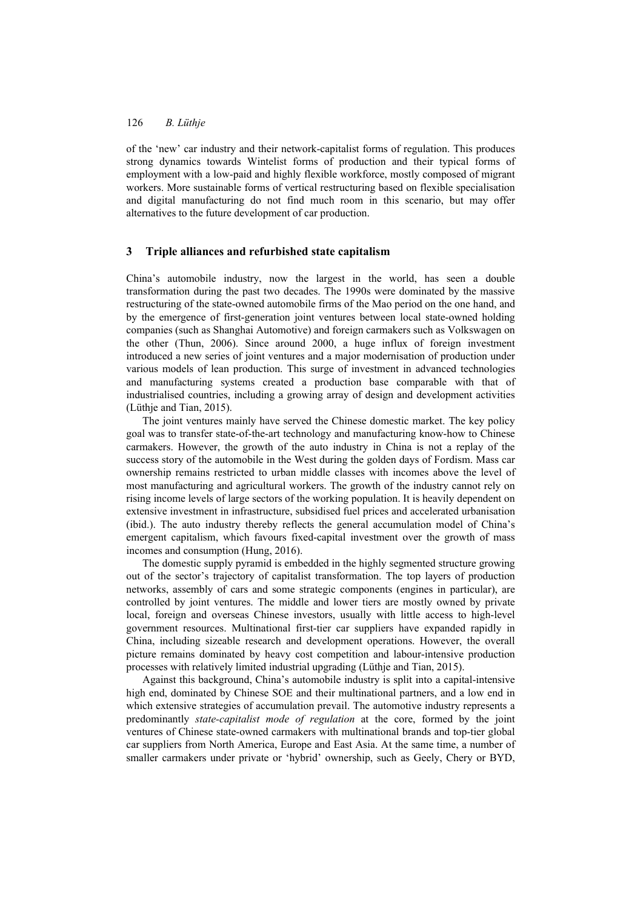of the 'new' car industry and their network-capitalist forms of regulation. This produces strong dynamics towards Wintelist forms of production and their typical forms of employment with a low-paid and highly flexible workforce, mostly composed of migrant workers. More sustainable forms of vertical restructuring based on flexible specialisation and digital manufacturing do not find much room in this scenario, but may offer alternatives to the future development of car production.

## 3 Triple alliances and refurbished state capitalism

China's automobile industry, now the largest in the world, has seen a double transformation during the past two decades. The 1990s were dominated by the massive restructuring of the state-owned automobile firms of the Mao period on the one hand, and by the emergence of first-generation joint ventures between local state-owned holding companies (such as Shanghai Automotive) and foreign carmakers such as Volkswagen on the other (Thun, 2006). Since around 2000, a huge influx of foreign investment introduced a new series of joint ventures and a major modernisation of production under various models of lean production. This surge of investment in advanced technologies and manufacturing systems created a production base comparable with that of industrialised countries, including a growing array of design and development activities (Lüthje and Tian, 2015).

The joint ventures mainly have served the Chinese domestic market. The key policy goal was to transfer state-of-the-art technology and manufacturing know-how to Chinese carmakers. However, the growth of the auto industry in China is not a replay of the success story of the automobile in the West during the golden days of Fordism. Mass car ownership remains restricted to urban middle classes with incomes above the level of most manufacturing and agricultural workers. The growth of the industry cannot rely on rising income levels of large sectors of the working population. It is heavily dependent on extensive investment in infrastructure, subsidised fuel prices and accelerated urbanisation (ibid.). The auto industry thereby reflects the general accumulation model of China's emergent capitalism, which favours fixed-capital investment over the growth of mass incomes and consumption (Hung, 2016).

The domestic supply pyramid is embedded in the highly segmented structure growing out of the sector's trajectory of capitalist transformation. The top layers of production networks, assembly of cars and some strategic components (engines in particular), are controlled by joint ventures. The middle and lower tiers are mostly owned by private local, foreign and overseas Chinese investors, usually with little access to high-level government resources. Multinational first-tier car suppliers have expanded rapidly in China, including sizeable research and development operations. However, the overall picture remains dominated by heavy cost competition and labour-intensive production processes with relatively limited industrial upgrading (Lüthje and Tian, 2015).

Against this background, China's automobile industry is split into a capital-intensive high end, dominated by Chinese SOE and their multinational partners, and a low end in which extensive strategies of accumulation prevail. The automotive industry represents a predominantly *state-capitalist mode of regulation* at the core, formed by the joint ventures of Chinese state-owned carmakers with multinational brands and top-tier global car suppliers from North America, Europe and East Asia. At the same time, a number of smaller carmakers under private or 'hybrid' ownership, such as Geely, Chery or BYD,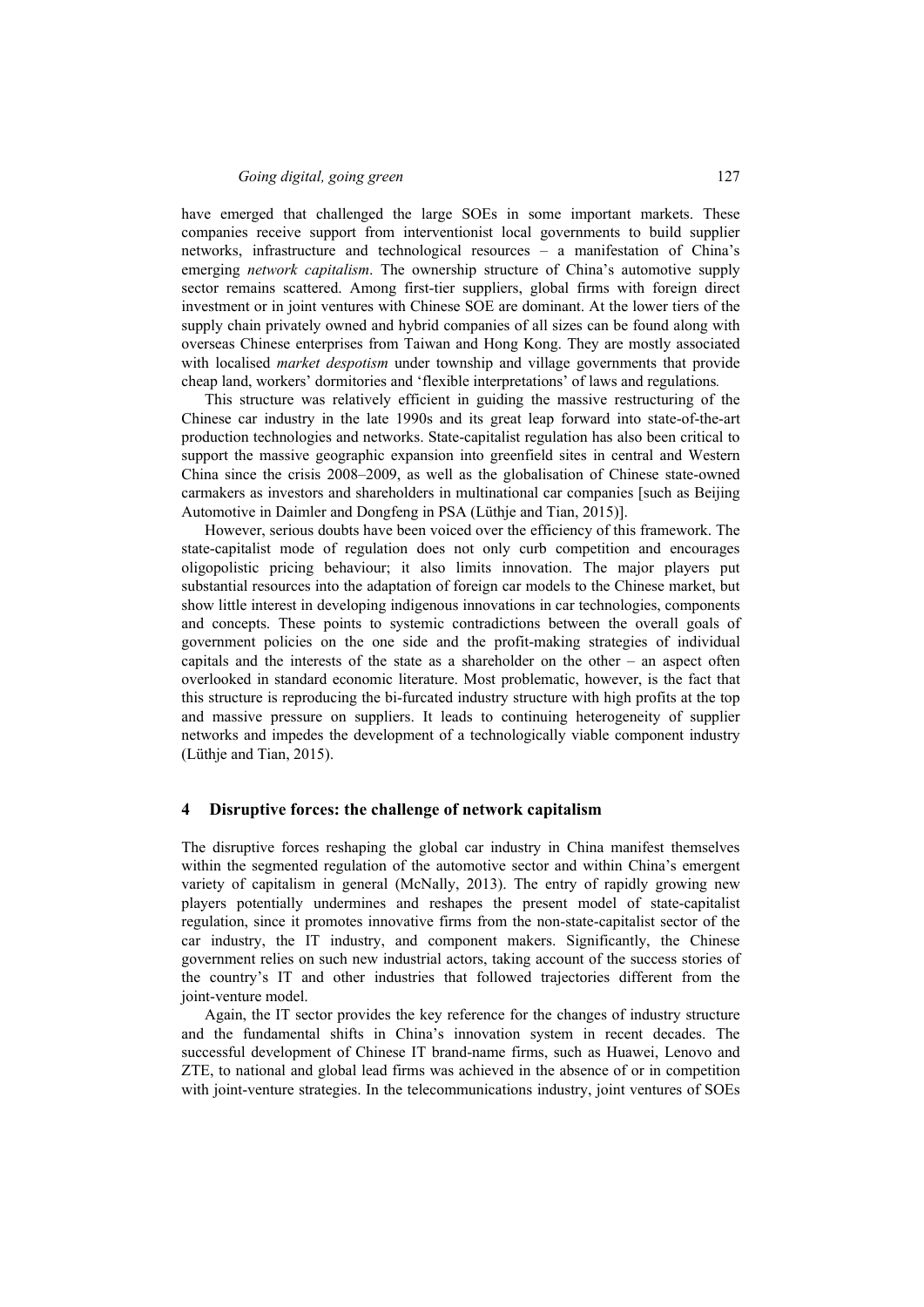have emerged that challenged the large SOEs in some important markets. These companies receive support from interventionist local governments to build supplier networks, infrastructure and technological resources – a manifestation of China's emerging *network capitalism*. The ownership structure of China's automotive supply sector remains scattered. Among first-tier suppliers, global firms with foreign direct investment or in joint ventures with Chinese SOE are dominant. At the lower tiers of the supply chain privately owned and hybrid companies of all sizes can be found along with overseas Chinese enterprises from Taiwan and Hong Kong. They are mostly associated with localised *market despotism* under township and village governments that provide cheap land, workers' dormitories and 'flexible interpretations' of laws and regulations.

This structure was relatively efficient in guiding the massive restructuring of the Chinese car industry in the late 1990s and its great leap forward into state-of-the-art production technologies and networks. State-capitalist regulation has also been critical to support the massive geographic expansion into greenfield sites in central and Western China since the crisis 2008–2009, as well as the globalisation of Chinese state-owned carmakers as investors and shareholders in multinational car companies [such as Beijing Automotive in Daimler and Dongfeng in PSA (Lüthje and Tian, 2015)].

However, serious doubts have been voiced over the efficiency of this framework. The state-capitalist mode of regulation does not only curb competition and encourages oligopolistic pricing behaviour; it also limits innovation. The major players put substantial resources into the adaptation of foreign car models to the Chinese market, but show little interest in developing indigenous innovations in car technologies, components and concepts. These points to systemic contradictions between the overall goals of government policies on the one side and the profit-making strategies of individual capitals and the interests of the state as a shareholder on the other – an aspect often overlooked in standard economic literature. Most problematic, however, is the fact that this structure is reproducing the bi-furcated industry structure with high profits at the top and massive pressure on suppliers. It leads to continuing heterogeneity of supplier networks and impedes the development of a technologically viable component industry (Lüthje and Tian, 2015).

## 4 Disruptive forces: the challenge of network capitalism

The disruptive forces reshaping the global car industry in China manifest themselves within the segmented regulation of the automotive sector and within China's emergent variety of capitalism in general (McNally, 2013). The entry of rapidly growing new players potentially undermines and reshapes the present model of state-capitalist regulation, since it promotes innovative firms from the non-state-capitalist sector of the car industry, the IT industry, and component makers. Significantly, the Chinese government relies on such new industrial actors, taking account of the success stories of the country's IT and other industries that followed trajectories different from the joint-venture model.

Again, the IT sector provides the key reference for the changes of industry structure and the fundamental shifts in China's innovation system in recent decades. The successful development of Chinese IT brand-name firms, such as Huawei, Lenovo and ZTE, to national and global lead firms was achieved in the absence of or in competition with joint-venture strategies. In the telecommunications industry, joint ventures of SOEs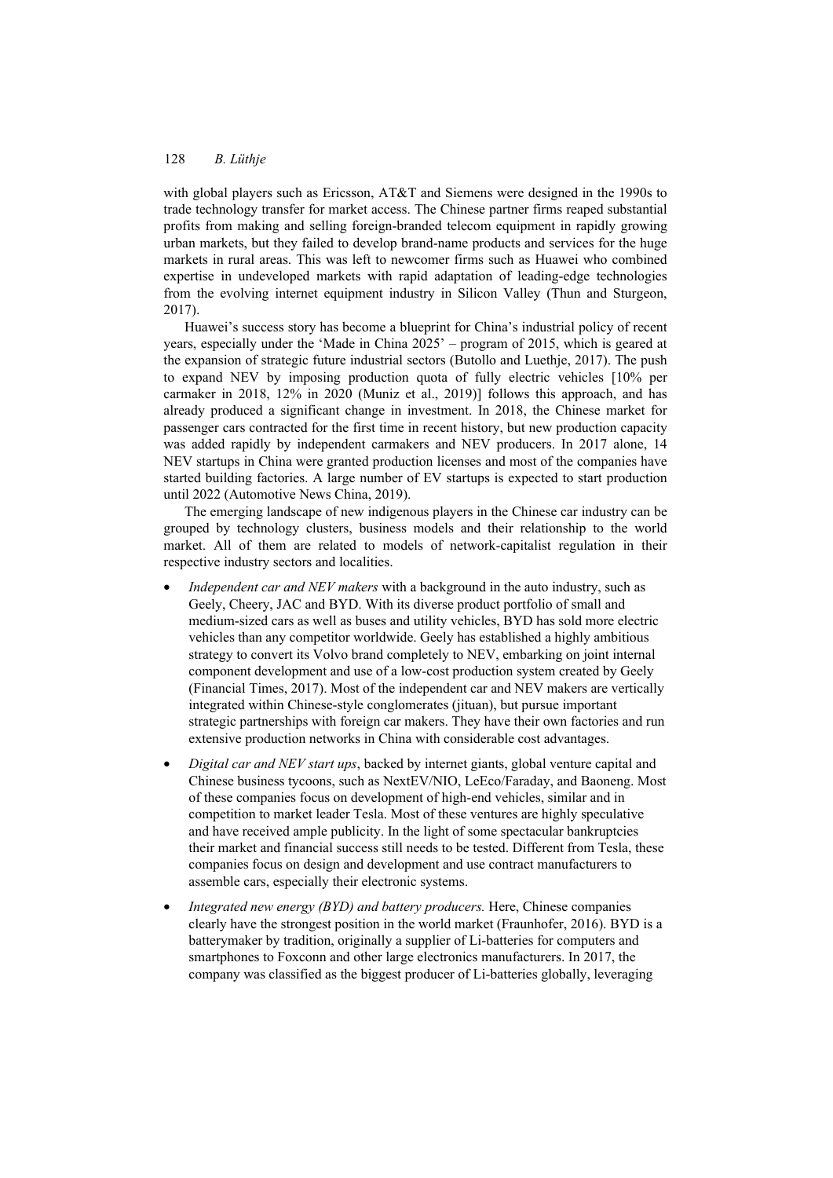with global players such as Ericsson, AT&T and Siemens were designed in the 1990s to trade technology transfer for market access. The Chinese partner firms reaped substantial profits from making and selling foreign-branded telecom equipment in rapidly growing urban markets, but they failed to develop brand-name products and services for the huge markets in rural areas. This was left to newcomer firms such as Huawei who combined expertise in undeveloped markets with rapid adaptation of leading-edge technologies from the evolving internet equipment industry in Silicon Valley (Thun and Sturgeon, 2017).

Huawei's success story has become a blueprint for China's industrial policy of recent years, especially under the 'Made in China 2025' – program of 2015, which is geared at the expansion of strategic future industrial sectors (Butollo and Luethje, 2017). The push to expand NEV by imposing production quota of fully electric vehicles [10% per carmaker in 2018, 12% in 2020 (Muniz et al., 2019)] follows this approach, and has already produced a significant change in investment. In 2018, the Chinese market for passenger cars contracted for the first time in recent history, but new production capacity was added rapidly by independent carmakers and NEV producers. In 2017 alone, 14 NEV startups in China were granted production licenses and most of the companies have started building factories. A large number of EV startups is expected to start production until 2022 (Automotive News China, 2019).

The emerging landscape of new indigenous players in the Chinese car industry can be grouped by technology clusters, business models and their relationship to the world market. All of them are related to models of network-capitalist regulation in their respective industry sectors and localities.

- *Independent car and NEV makers* with a background in the auto industry, such as Geely, Cheery, JAC and BYD. With its diverse product portfolio of small and medium-sized cars as well as buses and utility vehicles, BYD has sold more electric vehicles than any competitor worldwide. Geely has established a highly ambitious strategy to convert its Volvo brand completely to NEV, embarking on joint internal component development and use of a low-cost production system created by Geely (Financial Times, 2017). Most of the independent car and NEV makers are vertically integrated within Chinese-style conglomerates (jituan), but pursue important strategic partnerships with foreign car makers. They have their own factories and run extensive production networks in China with considerable cost advantages.
- *Digital car and NEV start ups*, backed by internet giants, global venture capital and Chinese business tycoons, such as NextEV/NIO, LeEco/Faraday, and Baoneng. Most of these companies focus on development of high-end vehicles, similar and in competition to market leader Tesla. Most of these ventures are highly speculative and have received ample publicity. In the light of some spectacular bankruptcies their market and financial success still needs to be tested. Different from Tesla, these companies focus on design and development and use contract manufacturers to assemble cars, especially their electronic systems.
- *Integrated new energy (BYD) and battery producers.* Here, Chinese companies clearly have the strongest position in the world market (Fraunhofer, 2016). BYD is a batterymaker by tradition, originally a supplier of Li-batteries for computers and smartphones to Foxconn and other large electronics manufacturers. In 2017, the company was classified as the biggest producer of Li-batteries globally, leveraging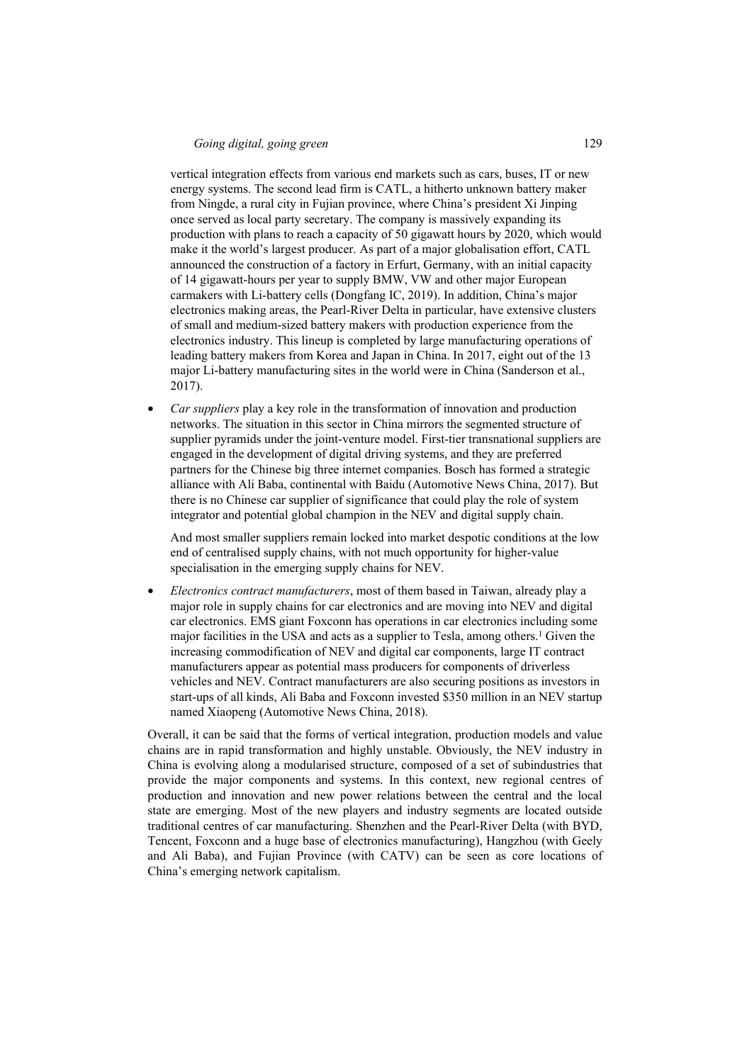vertical integration effects from various end markets such as cars, buses, IT or new energy systems. The second lead firm is CATL, a hitherto unknown battery maker from Ningde, a rural city in Fujian province, where China's president Xi Jinping once served as local party secretary. The company is massively expanding its production with plans to reach a capacity of 50 gigawatt hours by 2020, which would make it the world's largest producer. As part of a major globalisation effort, CATL announced the construction of a factory in Erfurt, Germany, with an initial capacity of 14 gigawatt-hours per year to supply BMW, VW and other major European carmakers with Li-battery cells (Dongfang IC, 2019). In addition, China's major electronics making areas, the Pearl-River Delta in particular, have extensive clusters of small and medium-sized battery makers with production experience from the electronics industry. This lineup is completed by large manufacturing operations of leading battery makers from Korea and Japan in China. In 2017, eight out of the 13 major Li-battery manufacturing sites in the world were in China (Sanderson et al., 2017).

- *Car suppliers* play a key role in the transformation of innovation and production networks. The situation in this sector in China mirrors the segmented structure of supplier pyramids under the joint-venture model. First-tier transnational suppliers are engaged in the development of digital driving systems, and they are preferred partners for the Chinese big three internet companies. Bosch has formed a strategic alliance with Ali Baba, continental with Baidu (Automotive News China, 2017). But there is no Chinese car supplier of significance that could play the role of system integrator and potential global champion in the NEV and digital supply chain.

  And most smaller suppliers remain locked into market despotic conditions at the low end of centralised supply chains, with not much opportunity for higher-value specialisation in the emerging supply chains for NEV.

- *Electronics contract manufacturers*, most of them based in Taiwan, already play a major role in supply chains for car electronics and are moving into NEV and digital car electronics. EMS giant Foxconn has operations in car electronics including some major facilities in the USA and acts as a supplier to Tesla, among others.[1] Given the increasing commodification of NEV and digital car components, large IT contract manufacturers appear as potential mass producers for components of driverless vehicles and NEV. Contract manufacturers are also securing positions as investors in start-ups of all kinds, Ali Baba and Foxconn invested \$350 million in an NEV startup named Xiaopeng (Automotive News China, 2018).

Overall, it can be said that the forms of vertical integration, production models and value chains are in rapid transformation and highly unstable. Obviously, the NEV industry in China is evolving along a modularised structure, composed of a set of subindustries that provide the major components and systems. In this context, new regional centres of production and innovation and new power relations between the central and the local state are emerging. Most of the new players and industry segments are located outside traditional centres of car manufacturing. Shenzhen and the Pearl-River Delta (with BYD, Tencent, Foxconn and a huge base of electronics manufacturing), Hangzhou (with Geely and Ali Baba), and Fujian Province (with CATV) can be seen as core locations of China's emerging network capitalism.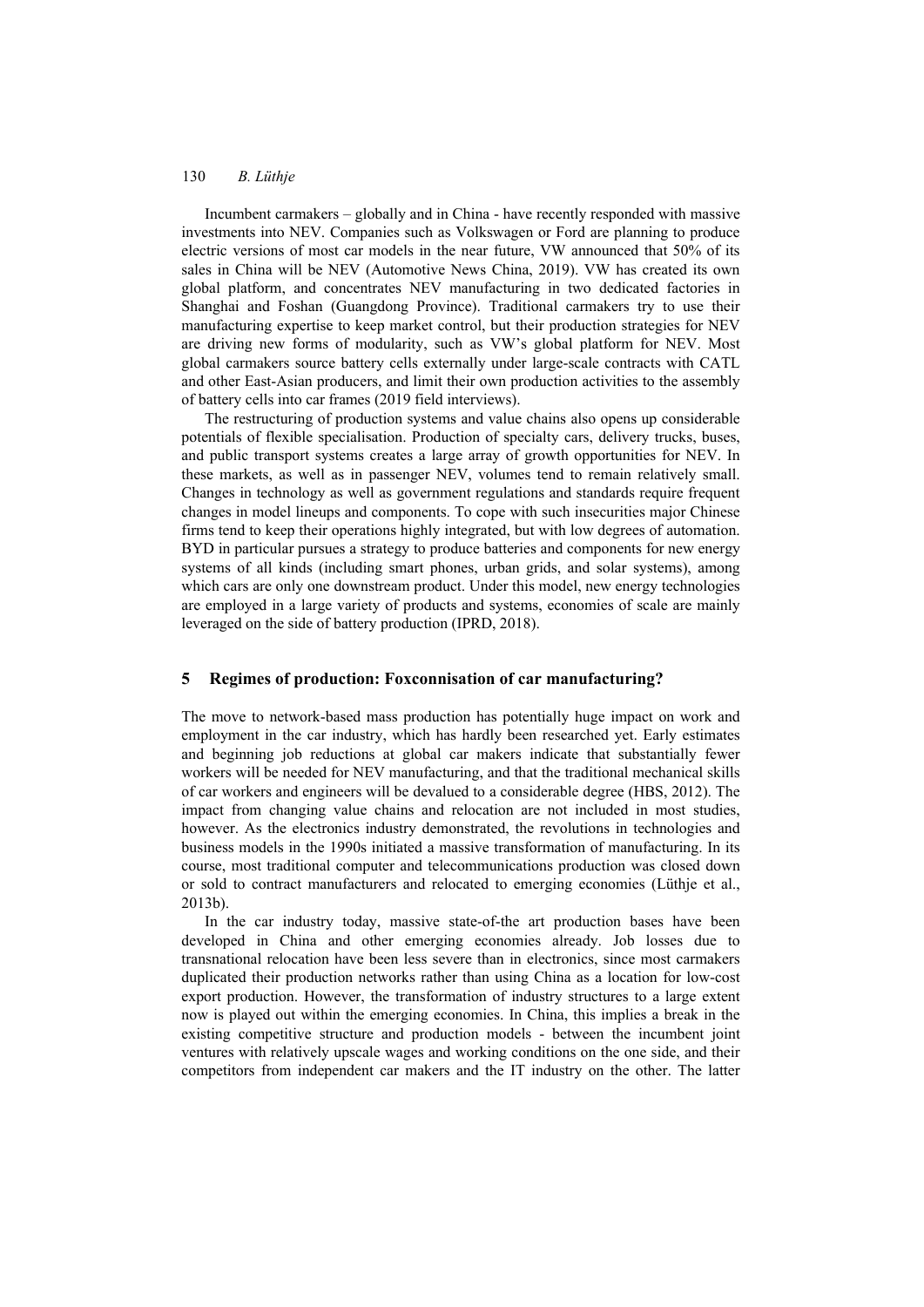Incumbent carmakers – globally and in China - have recently responded with massive investments into NEV. Companies such as Volkswagen or Ford are planning to produce electric versions of most car models in the near future, VW announced that 50% of its sales in China will be NEV (Automotive News China, 2019). VW has created its own global platform, and concentrates NEV manufacturing in two dedicated factories in Shanghai and Foshan (Guangdong Province). Traditional carmakers try to use their manufacturing expertise to keep market control, but their production strategies for NEV are driving new forms of modularity, such as VW's global platform for NEV. Most global carmakers source battery cells externally under large-scale contracts with CATL and other East-Asian producers, and limit their own production activities to the assembly of battery cells into car frames (2019 field interviews).

The restructuring of production systems and value chains also opens up considerable potentials of flexible specialisation. Production of specialty cars, delivery trucks, buses, and public transport systems creates a large array of growth opportunities for NEV. In these markets, as well as in passenger NEV, volumes tend to remain relatively small. Changes in technology as well as government regulations and standards require frequent changes in model lineups and components. To cope with such insecurities major Chinese firms tend to keep their operations highly integrated, but with low degrees of automation. BYD in particular pursues a strategy to produce batteries and components for new energy systems of all kinds (including smart phones, urban grids, and solar systems), among which cars are only one downstream product. Under this model, new energy technologies are employed in a large variety of products and systems, economies of scale are mainly leveraged on the side of battery production (IPRD, 2018).

## 5 Regimes of production: Foxconnisation of car manufacturing?

The move to network-based mass production has potentially huge impact on work and employment in the car industry, which has hardly been researched yet. Early estimates and beginning job reductions at global car makers indicate that substantially fewer workers will be needed for NEV manufacturing, and that the traditional mechanical skills of car workers and engineers will be devalued to a considerable degree (HBS, 2012). The impact from changing value chains and relocation are not included in most studies, however. As the electronics industry demonstrated, the revolutions in technologies and business models in the 1990s initiated a massive transformation of manufacturing. In its course, most traditional computer and telecommunications production was closed down or sold to contract manufacturers and relocated to emerging economies (Lüthje et al., 2013b).

In the car industry today, massive state-of-the art production bases have been developed in China and other emerging economies already. Job losses due to transnational relocation have been less severe than in electronics, since most carmakers duplicated their production networks rather than using China as a location for low-cost export production. However, the transformation of industry structures to a large extent now is played out within the emerging economies. In China, this implies a break in the existing competitive structure and production models - between the incumbent joint ventures with relatively upscale wages and working conditions on the one side, and their competitors from independent car makers and the IT industry on the other. The latter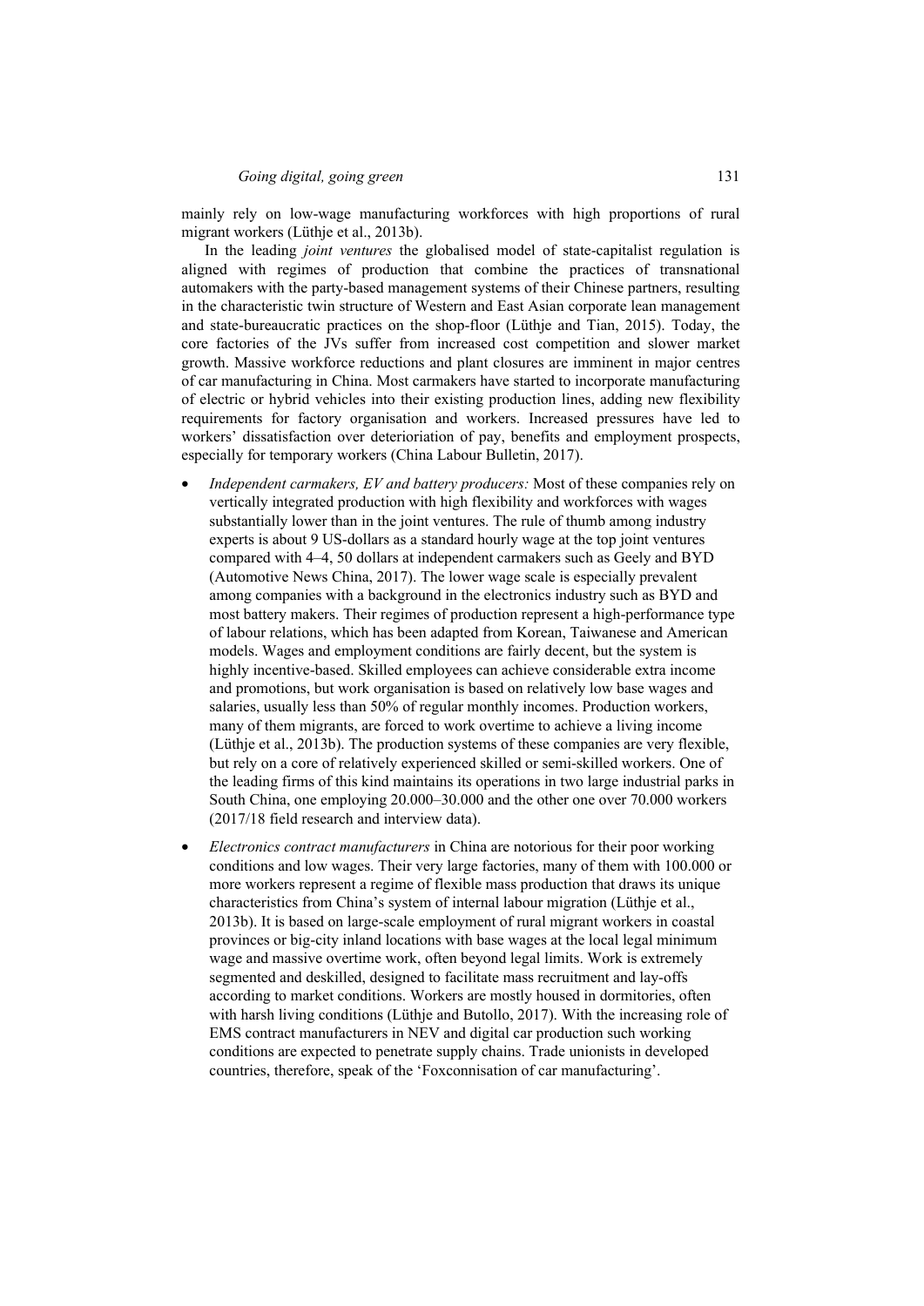mainly rely on low-wage manufacturing workforces with high proportions of rural migrant workers (Lüthje et al., 2013b).

In the leading *joint ventures* the globalised model of state-capitalist regulation is aligned with regimes of production that combine the practices of transnational automakers with the party-based management systems of their Chinese partners, resulting in the characteristic twin structure of Western and East Asian corporate lean management and state-bureaucratic practices on the shop-floor (Lüthje and Tian, 2015). Today, the core factories of the JVs suffer from increased cost competition and slower market growth. Massive workforce reductions and plant closures are imminent in major centres of car manufacturing in China. Most carmakers have started to incorporate manufacturing of electric or hybrid vehicles into their existing production lines, adding new flexibility requirements for factory organisation and workers. Increased pressures have led to workers' dissatisfaction over deterioriation of pay, benefits and employment prospects, especially for temporary workers (China Labour Bulletin, 2017).

- *Independent carmakers, EV and battery producers:* Most of these companies rely on vertically integrated production with high flexibility and workforces with wages substantially lower than in the joint ventures. The rule of thumb among industry experts is about 9 US-dollars as a standard hourly wage at the top joint ventures compared with 4–4, 50 dollars at independent carmakers such as Geely and BYD (Automotive News China, 2017). The lower wage scale is especially prevalent among companies with a background in the electronics industry such as BYD and most battery makers. Their regimes of production represent a high-performance type of labour relations, which has been adapted from Korean, Taiwanese and American models. Wages and employment conditions are fairly decent, but the system is highly incentive-based. Skilled employees can achieve considerable extra income and promotions, but work organisation is based on relatively low base wages and salaries, usually less than 50% of regular monthly incomes. Production workers, many of them migrants, are forced to work overtime to achieve a living income (Lüthje et al., 2013b). The production systems of these companies are very flexible, but rely on a core of relatively experienced skilled or semi-skilled workers. One of the leading firms of this kind maintains its operations in two large industrial parks in South China, one employing 20.000–30.000 and the other one over 70.000 workers (2017/18 field research and interview data).
- *Electronics contract manufacturers* in China are notorious for their poor working conditions and low wages. Their very large factories, many of them with 100.000 or more workers represent a regime of flexible mass production that draws its unique characteristics from China's system of internal labour migration (Lüthje et al., 2013b). It is based on large-scale employment of rural migrant workers in coastal provinces or big-city inland locations with base wages at the local legal minimum wage and massive overtime work, often beyond legal limits. Work is extremely segmented and deskilled, designed to facilitate mass recruitment and lay-offs according to market conditions. Workers are mostly housed in dormitories, often with harsh living conditions (Lüthje and Butollo, 2017). With the increasing role of EMS contract manufacturers in NEV and digital car production such working conditions are expected to penetrate supply chains. Trade unionists in developed countries, therefore, speak of the 'Foxconnisation of car manufacturing'.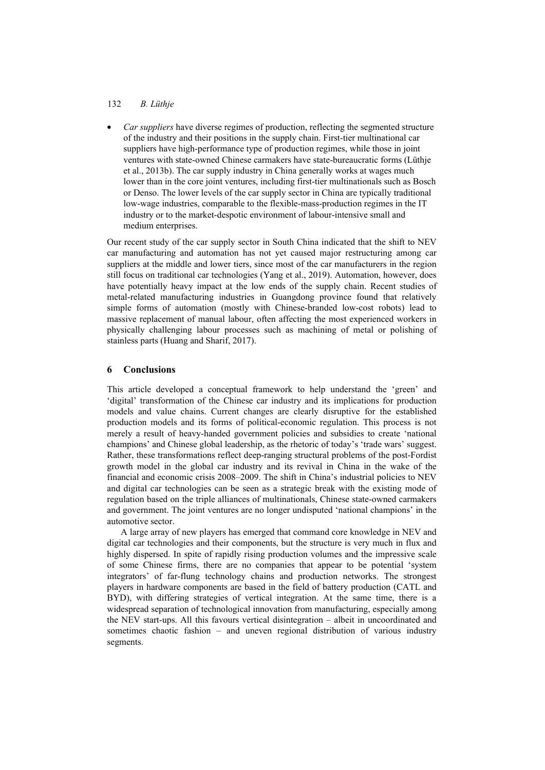- *Car suppliers* have diverse regimes of production, reflecting the segmented structure of the industry and their positions in the supply chain. First-tier multinational car suppliers have high-performance type of production regimes, while those in joint ventures with state-owned Chinese carmakers have state-bureaucratic forms (Lüthje et al., 2013b). The car supply industry in China generally works at wages much lower than in the core joint ventures, including first-tier multinationals such as Bosch or Denso. The lower levels of the car supply sector in China are typically traditional low-wage industries, comparable to the flexible-mass-production regimes in the IT industry or to the market-despotic environment of labour-intensive small and medium enterprises.

Our recent study of the car supply sector in South China indicated that the shift to NEV car manufacturing and automation has not yet caused major restructuring among car suppliers at the middle and lower tiers, since most of the car manufacturers in the region still focus on traditional car technologies (Yang et al., 2019). Automation, however, does have potentially heavy impact at the low ends of the supply chain. Recent studies of metal-related manufacturing industries in Guangdong province found that relatively simple forms of automation (mostly with Chinese-branded low-cost robots) lead to massive replacement of manual labour, often affecting the most experienced workers in physically challenging labour processes such as machining of metal or polishing of stainless parts (Huang and Sharif, 2017).

## 6 Conclusions

This article developed a conceptual framework to help understand the 'green' and 'digital' transformation of the Chinese car industry and its implications for production models and value chains. Current changes are clearly disruptive for the established production models and its forms of political-economic regulation. This process is not merely a result of heavy-handed government policies and subsidies to create 'national champions' and Chinese global leadership, as the rhetoric of today's 'trade wars' suggest. Rather, these transformations reflect deep-ranging structural problems of the post-Fordist growth model in the global car industry and its revival in China in the wake of the financial and economic crisis 2008–2009. The shift in China's industrial policies to NEV and digital car technologies can be seen as a strategic break with the existing mode of regulation based on the triple alliances of multinationals, Chinese state-owned carmakers and government. The joint ventures are no longer undisputed 'national champions' in the automotive sector.

A large array of new players has emerged that command core knowledge in NEV and digital car technologies and their components, but the structure is very much in flux and highly dispersed. In spite of rapidly rising production volumes and the impressive scale of some Chinese firms, there are no companies that appear to be potential 'system integrators' of far-flung technology chains and production networks. The strongest players in hardware components are based in the field of battery production (CATL and BYD), with differing strategies of vertical integration. At the same time, there is a widespread separation of technological innovation from manufacturing, especially among the NEV start-ups. All this favours vertical disintegration – albeit in uncoordinated and sometimes chaotic fashion – and uneven regional distribution of various industry segments.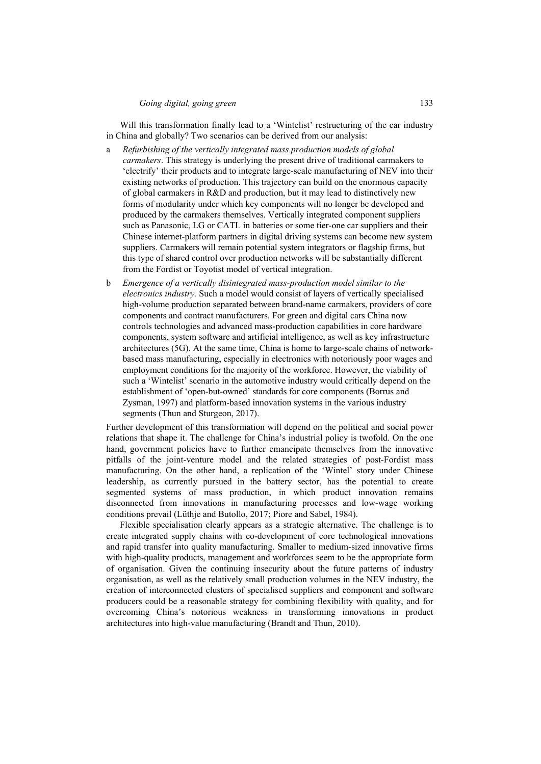Will this transformation finally lead to a 'Wintelist' restructuring of the car industry in China and globally? Two scenarios can be derived from our analysis:

a *Refurbishing of the vertically integrated mass production models of global carmakers*. This strategy is underlying the present drive of traditional carmakers to 'electrify' their products and to integrate large-scale manufacturing of NEV into their existing networks of production. This trajectory can build on the enormous capacity of global carmakers in R&D and production, but it may lead to distinctively new forms of modularity under which key components will no longer be developed and produced by the carmakers themselves. Vertically integrated component suppliers such as Panasonic, LG or CATL in batteries or some tier-one car suppliers and their Chinese internet-platform partners in digital driving systems can become new system suppliers. Carmakers will remain potential system integrators or flagship firms, but this type of shared control over production networks will be substantially different from the Fordist or Toyotist model of vertical integration.

b *Emergence of a vertically disintegrated mass-production model similar to the electronics industry.* Such a model would consist of layers of vertically specialised high-volume production separated between brand-name carmakers, providers of core components and contract manufacturers. For green and digital cars China now controls technologies and advanced mass-production capabilities in core hardware components, system software and artificial intelligence, as well as key infrastructure architectures (5G). At the same time, China is home to large-scale chains of network-based mass manufacturing, especially in electronics with notoriously poor wages and employment conditions for the majority of the workforce. However, the viability of such a 'Wintelist' scenario in the automotive industry would critically depend on the establishment of 'open-but-owned' standards for core components (Borrus and Zysman, 1997) and platform-based innovation systems in the various industry segments (Thun and Sturgeon, 2017).

Further development of this transformation will depend on the political and social power relations that shape it. The challenge for China's industrial policy is twofold. On the one hand, government policies have to further emancipate themselves from the innovative pitfalls of the joint-venture model and the related strategies of post-Fordist mass manufacturing. On the other hand, a replication of the 'Wintel' story under Chinese leadership, as currently pursued in the battery sector, has the potential to create segmented systems of mass production, in which product innovation remains disconnected from innovations in manufacturing processes and low-wage working conditions prevail (Lüthje and Butollo, 2017; Piore and Sabel, 1984).

Flexible specialisation clearly appears as a strategic alternative. The challenge is to create integrated supply chains with co-development of core technological innovations and rapid transfer into quality manufacturing. Smaller to medium-sized innovative firms with high-quality products, management and workforces seem to be the appropriate form of organisation. Given the continuing insecurity about the future patterns of industry organisation, as well as the relatively small production volumes in the NEV industry, the creation of interconnected clusters of specialised suppliers and component and software producers could be a reasonable strategy for combining flexibility with quality, and for overcoming China's notorious weakness in transforming innovations in product architectures into high-value manufacturing (Brandt and Thun, 2010).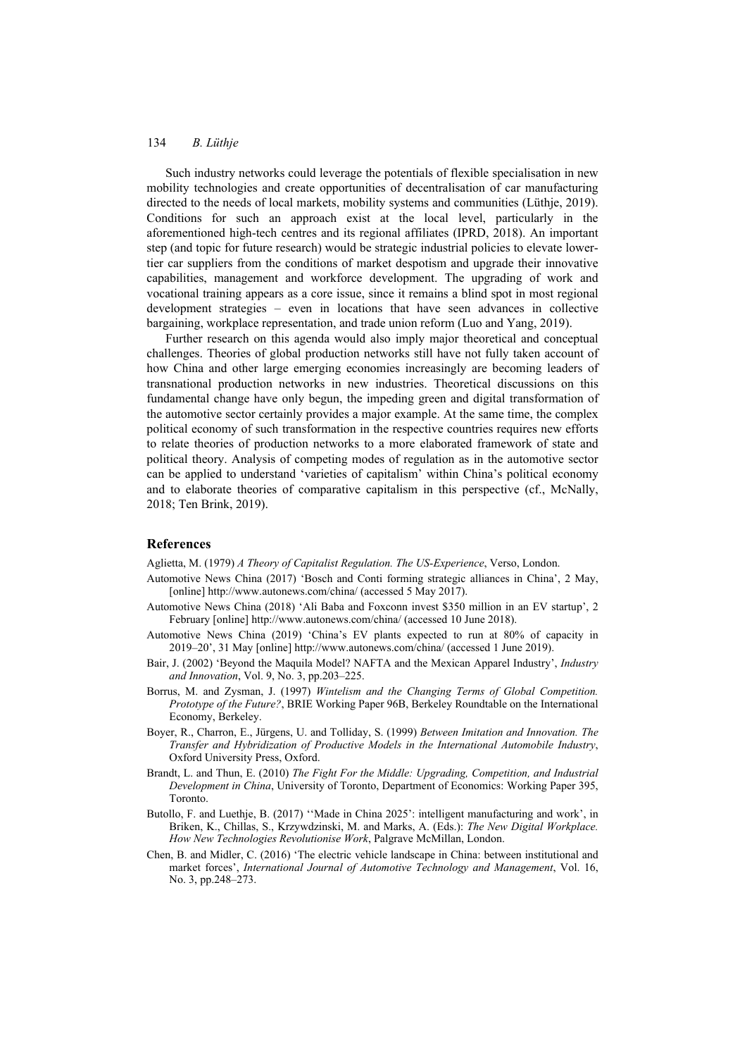Such industry networks could leverage the potentials of flexible specialisation in new mobility technologies and create opportunities of decentralisation of car manufacturing directed to the needs of local markets, mobility systems and communities (Lüthje, 2019). Conditions for such an approach exist at the local level, particularly in the aforementioned high-tech centres and its regional affiliates (IPRD, 2018). An important step (and topic for future research) would be strategic industrial policies to elevate lower-tier car suppliers from the conditions of market despotism and upgrade their innovative capabilities, management and workforce development. The upgrading of work and vocational training appears as a core issue, since it remains a blind spot in most regional development strategies – even in locations that have seen advances in collective bargaining, workplace representation, and trade union reform (Luo and Yang, 2019).

Further research on this agenda would also imply major theoretical and conceptual challenges. Theories of global production networks still have not fully taken account of how China and other large emerging economies increasingly are becoming leaders of transnational production networks in new industries. Theoretical discussions on this fundamental change have only begun, the impeding green and digital transformation of the automotive sector certainly provides a major example. At the same time, the complex political economy of such transformation in the respective countries requires new efforts to relate theories of production networks to a more elaborated framework of state and political theory. Analysis of competing modes of regulation as in the automotive sector can be applied to understand 'varieties of capitalism' within China's political economy and to elaborate theories of comparative capitalism in this perspective (cf., McNally, 2018; Ten Brink, 2019).

## References

Aglietta, M. (1979) *A Theory of Capitalist Regulation. The US-Experience*, Verso, London.

Automotive News China (2017) 'Bosch and Conti forming strategic alliances in China', 2 May, [online] http://www.autonews.com/china/ (accessed 5 May 2017).

Automotive News China (2018) 'Ali Baba and Foxconn invest $350 million in an EV startup', 2 February [online] http://www.autonews.com/china/ (accessed 10 June 2018).

Automotive News China (2019) 'China's EV plants expected to run at 80% of capacity in 2019–20', 31 May [online] http://www.autonews.com/china/ (accessed 1 June 2019).

Bair, J. (2002) 'Beyond the Maquila Model? NAFTA and the Mexican Apparel Industry', *Industry and Innovation*, Vol. 9, No. 3, pp.203–225.

Borrus, M. and Zysman, J. (1997) *Wintelism and the Changing Terms of Global Competition. Prototype of the Future?*, BRIE Working Paper 96B, Berkeley Roundtable on the International Economy, Berkeley.

Boyer, R., Charron, E., Jürgens, U. and Tolliday, S. (1999) *Between Imitation and Innovation. The Transfer and Hybridization of Productive Models in the International Automobile Industry*, Oxford University Press, Oxford.

Brandt, L. and Thun, E. (2010) *The Fight For the Middle: Upgrading, Competition, and Industrial Development in China*, University of Toronto, Department of Economics: Working Paper 395, Toronto.

Butollo, F. and Luethje, B. (2017) ''Made in China 2025': intelligent manufacturing and work', in Briken, K., Chillas, S., Krzywdzinski, M. and Marks, A. (Eds.): *The New Digital Workplace. How New Technologies Revolutionise Work*, Palgrave McMillan, London.

Chen, B. and Midler, C. (2016) 'The electric vehicle landscape in China: between institutional and market forces', *International Journal of Automotive Technology and Management*, Vol. 16, No. 3, pp.248–273.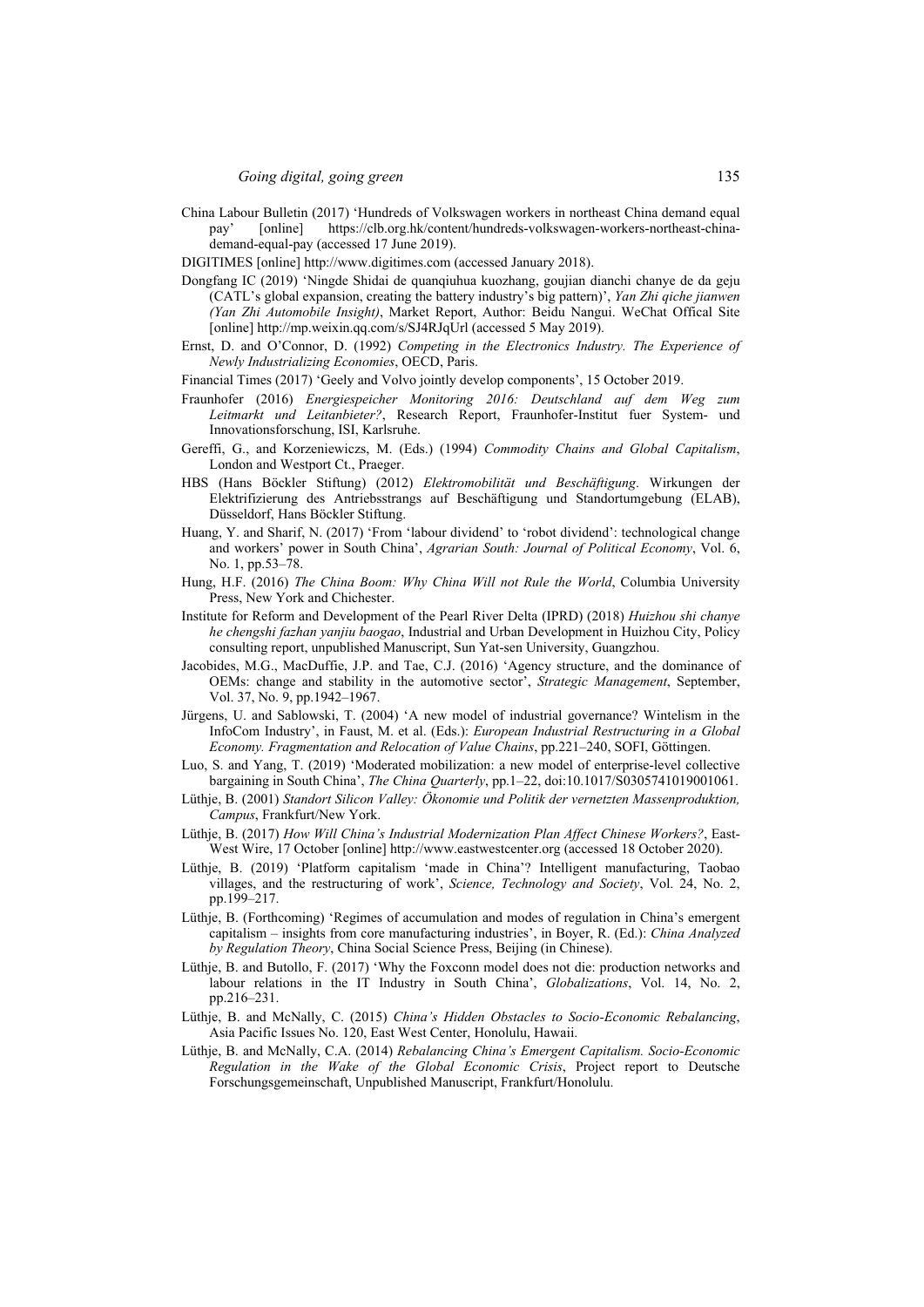China Labour Bulletin (2017) 'Hundreds of Volkswagen workers in northeast China demand equal pay' [online] https://clb.org.hk/content/hundreds-volkswagen-workers-northeast-china-demand-equal-pay (accessed 17 June 2019).

DIGITIMES [online] http://www.digitimes.com (accessed January 2018).

Dongfang IC (2019) 'Ningde Shidai de quanqiuhua kuozhang, goujian dianchi chanye de da geju (CATL's global expansion, creating the battery industry's big pattern)', *Yan Zhi qiche jianwen (Yan Zhi Automobile Insight)*, Market Report, Author: Beidu Nangui. WeChat Offical Site [online] http://mp.weixin.qq.com/s/SJ4RJqUrl (accessed 5 May 2019).

Ernst, D. and O'Connor, D. (1992) *Competing in the Electronics Industry. The Experience of Newly Industrializing Economies*, OECD, Paris.

Financial Times (2017) 'Geely and Volvo jointly develop components', 15 October 2019.

Fraunhofer (2016) *Energiespeicher Monitoring 2016: Deutschland auf dem Weg zum Leitmarkt und Leitanbieter?*, Research Report, Fraunhofer-Institut fuer System- und Innovationsforschung, ISI, Karlsruhe.

Gereffi, G., and Korzeniewiczs, M. (Eds.) (1994) *Commodity Chains and Global Capitalism*, London and Westport Ct., Praeger.

HBS (Hans Böckler Stiftung) (2012) *Elektromobilität und Beschäftigung*. Wirkungen der Elektrifizierung des Antriebsstrangs auf Beschäftigung und Standortumgebung (ELAB), Düsseldorf, Hans Böckler Stiftung.

Huang, Y. and Sharif, N. (2017) 'From 'labour dividend' to 'robot dividend': technological change and workers' power in South China', *Agrarian South: Journal of Political Economy*, Vol. 6, No. 1, pp.53–78.

Hung, H.F. (2016) *The China Boom: Why China Will not Rule the World*, Columbia University Press, New York and Chichester.

Institute for Reform and Development of the Pearl River Delta (IPRD) (2018) *Huizhou shi chanye he chengshi fazhan yanjiu baogao*, Industrial and Urban Development in Huizhou City, Policy consulting report, unpublished Manuscript, Sun Yat-sen University, Guangzhou.

Jacobides, M.G., MacDuffie, J.P. and Tae, C.J. (2016) 'Agency structure, and the dominance of OEMs: change and stability in the automotive sector', *Strategic Management*, September, Vol. 37, No. 9, pp.1942–1967.

Jürgens, U. and Sablowski, T. (2004) 'A new model of industrial governance? Wintelism in the InfoCom Industry', in Faust, M. et al. (Eds.): *European Industrial Restructuring in a Global Economy. Fragmentation and Relocation of Value Chains*, pp.221–240, SOFI, Göttingen.

Luo, S. and Yang, T. (2019) 'Moderated mobilization: a new model of enterprise-level collective bargaining in South China', *The China Quarterly*, pp.1–22, doi:10.1017/S0305741019001061.

Lüthje, B. (2001) *Standort Silicon Valley: Ökonomie und Politik der vernetzten Massenproduktion, Campus*, Frankfurt/New York.

Lüthje, B. (2017) *How Will China's Industrial Modernization Plan Affect Chinese Workers?*, East-West Wire, 17 October [online] http://www.eastwestcenter.org (accessed 18 October 2020).

Lüthje, B. (2019) 'Platform capitalism 'made in China'? Intelligent manufacturing, Taobao villages, and the restructuring of work', *Science, Technology and Society*, Vol. 24, No. 2, pp.199–217.

Lüthje, B. (Forthcoming) 'Regimes of accumulation and modes of regulation in China's emergent capitalism – insights from core manufacturing industries', in Boyer, R. (Ed.): *China Analyzed by Regulation Theory*, China Social Science Press, Beijing (in Chinese).

Lüthje, B. and Butollo, F. (2017) 'Why the Foxconn model does not die: production networks and labour relations in the IT Industry in South China', *Globalizations*, Vol. 14, No. 2, pp.216–231.

Lüthje, B. and McNally, C. (2015) *China's Hidden Obstacles to Socio-Economic Rebalancing*, Asia Pacific Issues No. 120, East West Center, Honolulu, Hawaii.

Lüthje, B. and McNally, C.A. (2014) *Rebalancing China's Emergent Capitalism. Socio-Economic Regulation in the Wake of the Global Economic Crisis*, Project report to Deutsche Forschungsgemeinschaft, Unpublished Manuscript, Frankfurt/Honolulu.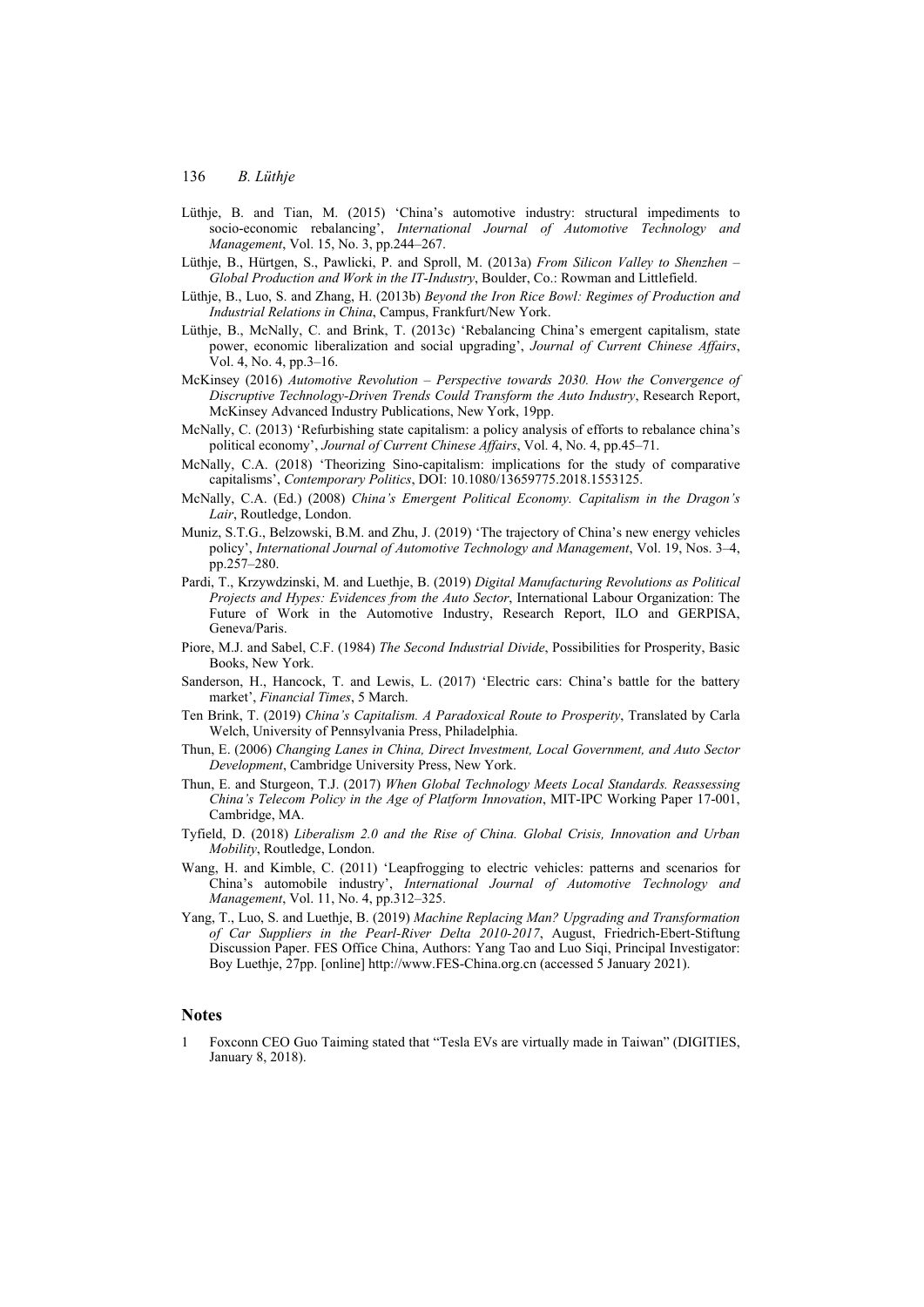Lüthje, B. and Tian, M. (2015) 'China's automotive industry: structural impediments to socio-economic rebalancing', *International Journal of Automotive Technology and Management*, Vol. 15, No. 3, pp.244–267.

Lüthje, B., Hürtgen, S., Pawlicki, P. and Sproll, M. (2013a) *From Silicon Valley to Shenzhen – Global Production and Work in the IT-Industry*, Boulder, Co.: Rowman and Littlefield.

Lüthje, B., Luo, S. and Zhang, H. (2013b) *Beyond the Iron Rice Bowl: Regimes of Production and Industrial Relations in China*, Campus, Frankfurt/New York.

Lüthje, B., McNally, C. and Brink, T. (2013c) 'Rebalancing China's emergent capitalism, state power, economic liberalization and social upgrading', *Journal of Current Chinese Affairs*, Vol. 4, No. 4, pp.3–16.

McKinsey (2016) *Automotive Revolution – Perspective towards 2030. How the Convergence of Discruptive Technology-Driven Trends Could Transform the Auto Industry*, Research Report, McKinsey Advanced Industry Publications, New York, 19pp.

McNally, C. (2013) 'Refurbishing state capitalism: a policy analysis of efforts to rebalance china's political economy', *Journal of Current Chinese Affairs*, Vol. 4, No. 4, pp.45–71.

McNally, C.A. (2018) 'Theorizing Sino-capitalism: implications for the study of comparative capitalisms', *Contemporary Politics*, DOI: 10.1080/13659775.2018.1553125.

McNally, C.A. (Ed.) (2008) *China's Emergent Political Economy. Capitalism in the Dragon's Lair*, Routledge, London.

Muniz, S.T.G., Belzowski, B.M. and Zhu, J. (2019) 'The trajectory of China's new energy vehicles policy', *International Journal of Automotive Technology and Management*, Vol. 19, Nos. 3–4, pp.257–280.

Pardi, T., Krzywdzinski, M. and Luethje, B. (2019) *Digital Manufacturing Revolutions as Political Projects and Hypes: Evidences from the Auto Sector*, International Labour Organization: The Future of Work in the Automotive Industry, Research Report, ILO and GERPISA, Geneva/Paris.

Piore, M.J. and Sabel, C.F. (1984) *The Second Industrial Divide*, Possibilities for Prosperity, Basic Books, New York.

Sanderson, H., Hancock, T. and Lewis, L. (2017) 'Electric cars: China's battle for the battery market', *Financial Times*, 5 March.

Ten Brink, T. (2019) *China's Capitalism. A Paradoxical Route to Prosperity*, Translated by Carla Welch, University of Pennsylvania Press, Philadelphia.

Thun, E. (2006) *Changing Lanes in China, Direct Investment, Local Government, and Auto Sector Development*, Cambridge University Press, New York.

Thun, E. and Sturgeon, T.J. (2017) *When Global Technology Meets Local Standards. Reassessing China's Telecom Policy in the Age of Platform Innovation*, MIT-IPC Working Paper 17-001, Cambridge, MA.

Tyfield, D. (2018) *Liberalism 2.0 and the Rise of China. Global Crisis, Innovation and Urban Mobility*, Routledge, London.

Wang, H. and Kimble, C. (2011) 'Leapfrogging to electric vehicles: patterns and scenarios for China's automobile industry', *International Journal of Automotive Technology and Management*, Vol. 11, No. 4, pp.312–325.

Yang, T., Luo, S. and Luethje, B. (2019) *Machine Replacing Man? Upgrading and Transformation of Car Suppliers in the Pearl-River Delta 2010-2017*, August, Friedrich-Ebert-Stiftung Discussion Paper. FES Office China, Authors: Yang Tao and Luo Siqi, Principal Investigator: Boy Luethje, 27pp. [online] http://www.FES-China.org.cn (accessed 5 January 2021).

## Notes

1 Foxconn CEO Guo Taiming stated that "Tesla EVs are virtually made in Taiwan" (DIGITIES, January 8, 2018).